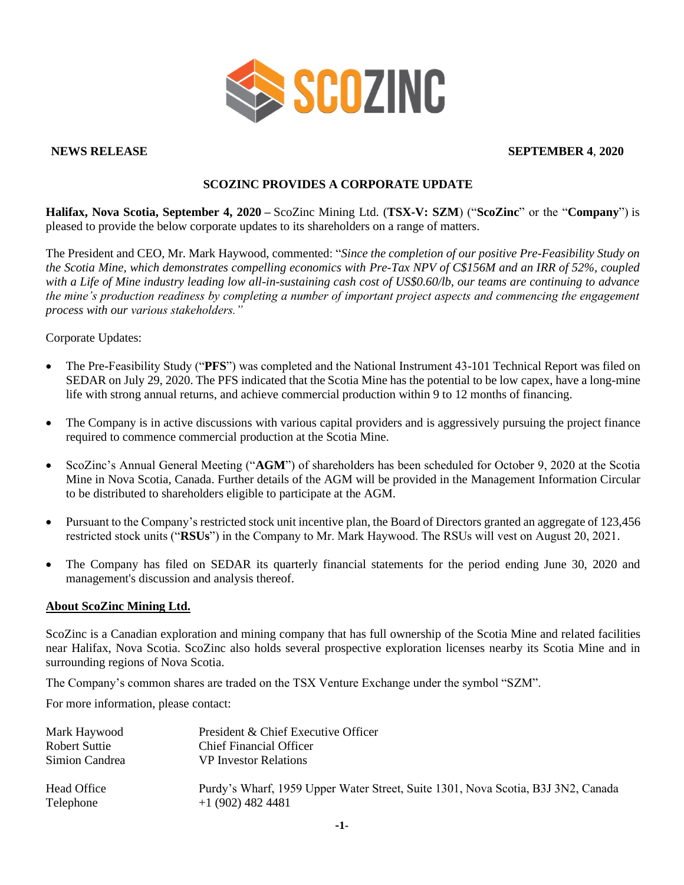**NEWS RELEASE** **SEPTEMBER 4, 2020**

## SCOZINC PROVIDES A CORPORATE UPDATE

**Halifax, Nova Scotia, September 4, 2020 –** ScoZinc Mining Ltd. (**TSX-V: SZM**) ("**ScoZinc**" or the "**Company**") is pleased to provide the below corporate updates to its shareholders on a range of matters.

The President and CEO, Mr. Mark Haywood, commented: "*Since the completion of our positive Pre-Feasibility Study on the Scotia Mine, which demonstrates compelling economics with Pre-Tax NPV of C$156M and an IRR of 52%, coupled with a Life of Mine industry leading low all-in-sustaining cash cost of US$0.60/lb, our teams are continuing to advance the mine's production readiness by completing a number of important project aspects and commencing the engagement process with our various stakeholders.*"

Corporate Updates:

- The Pre-Feasibility Study ("**PFS**") was completed and the National Instrument 43-101 Technical Report was filed on SEDAR on July 29, 2020. The PFS indicated that the Scotia Mine has the potential to be low capex, have a long-mine life with strong annual returns, and achieve commercial production within 9 to 12 months of financing.
- The Company is in active discussions with various capital providers and is aggressively pursuing the project finance required to commence commercial production at the Scotia Mine.
- ScoZinc's Annual General Meeting ("**AGM**") of shareholders has been scheduled for October 9, 2020 at the Scotia Mine in Nova Scotia, Canada. Further details of the AGM will be provided in the Management Information Circular to be distributed to shareholders eligible to participate at the AGM.
- Pursuant to the Company's restricted stock unit incentive plan, the Board of Directors granted an aggregate of 123,456 restricted stock units ("**RSUs**") in the Company to Mr. Mark Haywood. The RSUs will vest on August 20, 2021.
- The Company has filed on SEDAR its quarterly financial statements for the period ending June 30, 2020 and management's discussion and analysis thereof.

### About ScoZinc Mining Ltd.

ScoZinc is a Canadian exploration and mining company that has full ownership of the Scotia Mine and related facilities near Halifax, Nova Scotia. ScoZinc also holds several prospective exploration licenses nearby its Scotia Mine and in surrounding regions of Nova Scotia.

The Company's common shares are traded on the TSX Venture Exchange under the symbol "SZM".

For more information, please contact:

| | |
|---|---|
| Mark Haywood | President & Chief Executive Officer |
| Robert Suttie | Chief Financial Officer |
| Simion Candrea | VP Investor Relations |
| | |
| Head Office | Purdy's Wharf, 1959 Upper Water Street, Suite 1301, Nova Scotia, B3J 3N2, Canada |
| Telephone | +1 (902) 482 4481 |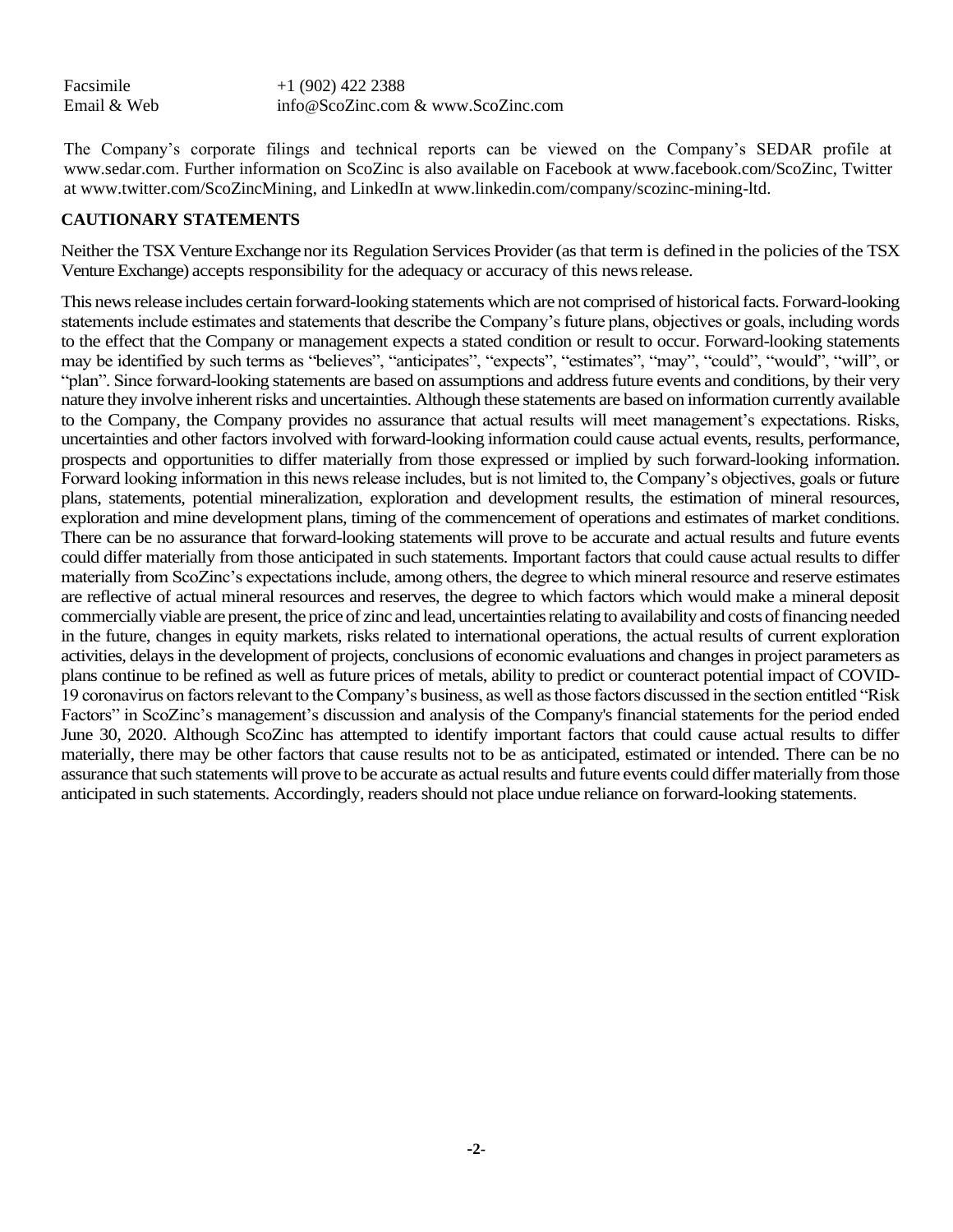| | |
|---|---|
| Facsimile | +1 (902) 422 2388 |
| Email & Web | info@ScoZinc.com & www.ScoZinc.com |

The Company's corporate filings and technical reports can be viewed on the Company's SEDAR profile at www.sedar.com. Further information on ScoZinc is also available on Facebook at www.facebook.com/ScoZinc, Twitter at www.twitter.com/ScoZincMining, and LinkedIn at www.linkedin.com/company/scozinc-mining-ltd.

**CAUTIONARY STATEMENTS**

Neither the TSX Venture Exchange nor its Regulation Services Provider (as that term is defined in the policies of the TSX Venture Exchange) accepts responsibility for the adequacy or accuracy of this news release.

This news release includes certain forward-looking statements which are not comprised of historical facts. Forward-looking statements include estimates and statements that describe the Company's future plans, objectives or goals, including words to the effect that the Company or management expects a stated condition or result to occur. Forward-looking statements may be identified by such terms as "believes", "anticipates", "expects", "estimates", "may", "could", "would", "will", or "plan". Since forward-looking statements are based on assumptions and address future events and conditions, by their very nature they involve inherent risks and uncertainties. Although these statements are based on information currently available to the Company, the Company provides no assurance that actual results will meet management's expectations. Risks, uncertainties and other factors involved with forward-looking information could cause actual events, results, performance, prospects and opportunities to differ materially from those expressed or implied by such forward-looking information. Forward looking information in this news release includes, but is not limited to, the Company's objectives, goals or future plans, statements, potential mineralization, exploration and development results, the estimation of mineral resources, exploration and mine development plans, timing of the commencement of operations and estimates of market conditions. There can be no assurance that forward-looking statements will prove to be accurate and actual results and future events could differ materially from those anticipated in such statements. Important factors that could cause actual results to differ materially from ScoZinc's expectations include, among others, the degree to which mineral resource and reserve estimates are reflective of actual mineral resources and reserves, the degree to which factors which would make a mineral deposit commercially viable are present, the price of zinc and lead, uncertainties relating to availability and costs of financing needed in the future, changes in equity markets, risks related to international operations, the actual results of current exploration activities, delays in the development of projects, conclusions of economic evaluations and changes in project parameters as plans continue to be refined as well as future prices of metals, ability to predict or counteract potential impact of COVID-19 coronavirus on factors relevant to the Company's business, as well as those factors discussed in the section entitled "Risk Factors" in ScoZinc's management's discussion and analysis of the Company's financial statements for the period ended June 30, 2020. Although ScoZinc has attempted to identify important factors that could cause actual results to differ materially, there may be other factors that cause results not to be as anticipated, estimated or intended. There can be no assurance that such statements will prove to be accurate as actual results and future events could differ materially from those anticipated in such statements. Accordingly, readers should not place undue reliance on forward-looking statements.